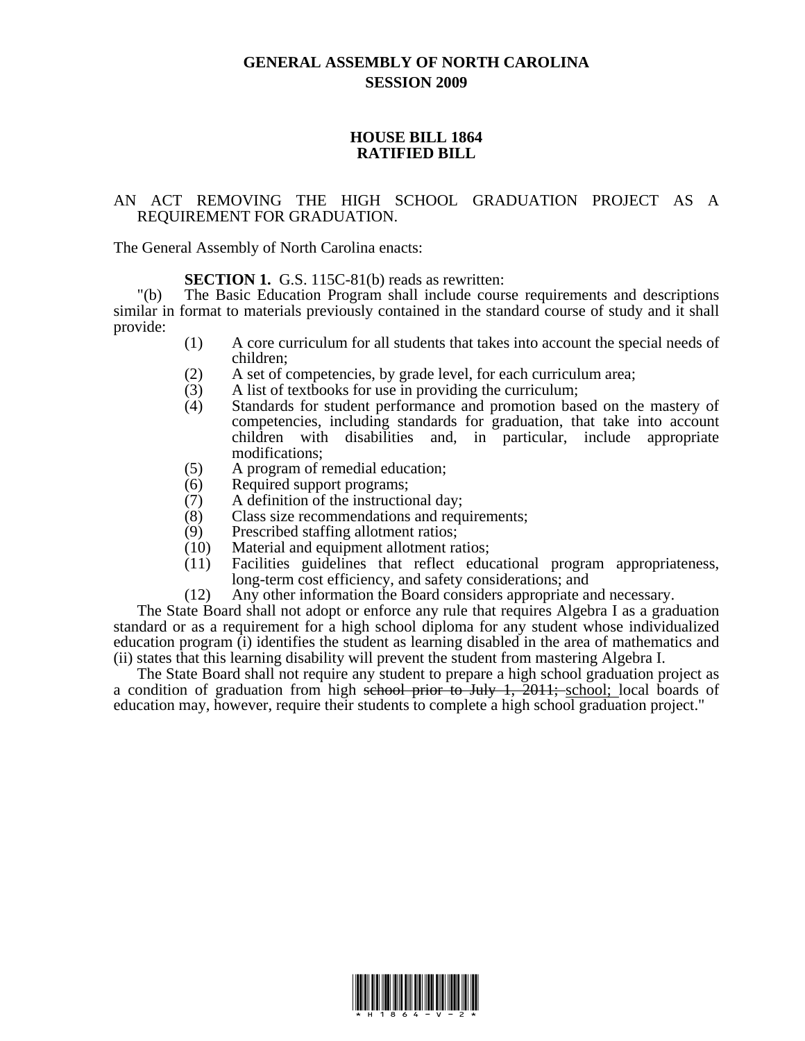# GENERAL ASSEMBLY OF NORTH CAROLINA
## SESSION 2009

## HOUSE BILL 1864
## RATIFIED BILL

AN ACT REMOVING THE HIGH SCHOOL GRADUATION PROJECT AS A REQUIREMENT FOR GRADUATION.

The General Assembly of North Carolina enacts:

**SECTION 1.** G.S. 115C-81(b) reads as rewritten:

"(b) The Basic Education Program shall include course requirements and descriptions similar in format to materials previously contained in the standard course of study and it shall provide:

(1) A core curriculum for all students that takes into account the special needs of children;
(2) A set of competencies, by grade level, for each curriculum area;
(3) A list of textbooks for use in providing the curriculum;
(4) Standards for student performance and promotion based on the mastery of competencies, including standards for graduation, that take into account children with disabilities and, in particular, include appropriate modifications;
(5) A program of remedial education;
(6) Required support programs;
(7) A definition of the instructional day;
(8) Class size recommendations and requirements;
(9) Prescribed staffing allotment ratios;
(10) Material and equipment allotment ratios;
(11) Facilities guidelines that reflect educational program appropriateness, long-term cost efficiency, and safety considerations; and
(12) Any other information the Board considers appropriate and necessary.

The State Board shall not adopt or enforce any rule that requires Algebra I as a graduation standard or as a requirement for a high school diploma for any student whose individualized education program (i) identifies the student as learning disabled in the area of mathematics and (ii) states that this learning disability will prevent the student from mastering Algebra I.

The State Board shall not require any student to prepare a high school graduation project as a condition of graduation from high ~~school prior to July 1, 2011;~~ <u>school;</u> local boards of education may, however, require their students to complete a high school graduation project."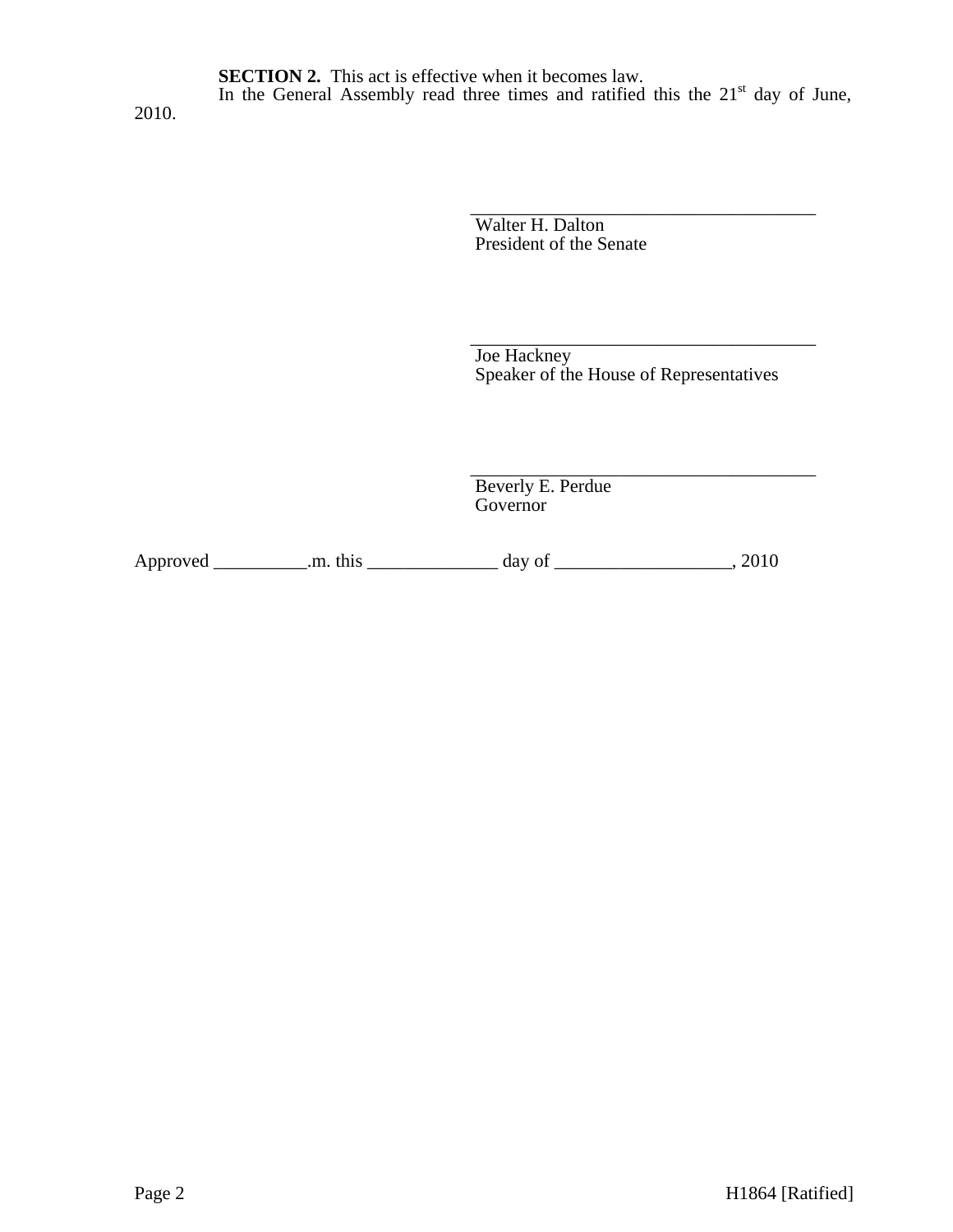**SECTION 2.** This act is effective when it becomes law.

In the General Assembly read three times and ratified this the 21st day of June, 2010.

\_\_\_\_\_\_\_\_\_\_\_\_\_\_\_\_\_\_\_\_\_\_\_\_\_\_\_\_\_\_\_\_\_\_\_\_\_\_\_
Walter H. Dalton
President of the Senate

\_\_\_\_\_\_\_\_\_\_\_\_\_\_\_\_\_\_\_\_\_\_\_\_\_\_\_\_\_\_\_\_\_\_\_\_\_\_\_
Joe Hackney
Speaker of the House of Representatives

\_\_\_\_\_\_\_\_\_\_\_\_\_\_\_\_\_\_\_\_\_\_\_\_\_\_\_\_\_\_\_\_\_\_\_\_\_\_\_
Beverly E. Perdue
Governor

Approved \_\_\_\_\_\_\_\_\_\_.m. this \_\_\_\_\_\_\_\_\_\_\_\_\_\_ day of \_\_\_\_\_\_\_\_\_\_\_\_\_\_\_\_\_\_\_, 2010